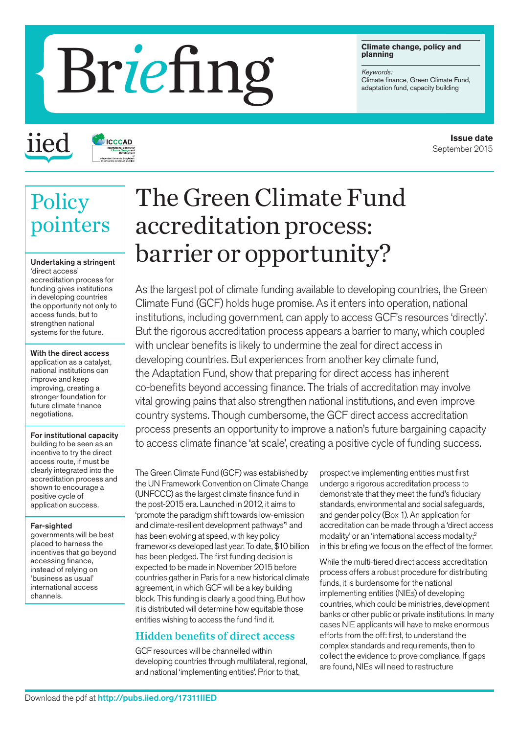# Briefing

**Climate change, policy and planning**

*Keywords:*
Climate finance, Green Climate Fund, adaptation fund, capacity building

**Issue date**
September 2015

## Policy pointers

**Undertaking a stringent** 'direct access' accreditation process for funding gives institutions in developing countries the opportunity not only to access funds, but to strengthen national systems for the future.

**With the direct access** application as a catalyst, national institutions can improve and keep improving, creating a stronger foundation for future climate finance negotiations.

**For institutional capacity** building to be seen as an incentive to try the direct access route, it must be clearly integrated into the accreditation process and shown to encourage a positive cycle of application success.

**Far-sighted** governments will be best placed to harness the incentives that go beyond accessing finance, instead of relying on 'business as usual' international access channels.

# The Green Climate Fund accreditation process: barrier or opportunity?

As the largest pot of climate funding available to developing countries, the Green Climate Fund (GCF) holds huge promise. As it enters into operation, national institutions, including government, can apply to access GCF's resources 'directly'. But the rigorous accreditation process appears a barrier to many, which coupled with unclear benefits is likely to undermine the zeal for direct access in developing countries. But experiences from another key climate fund, the Adaptation Fund, show that preparing for direct access has inherent co-benefits beyond accessing finance. The trials of accreditation may involve vital growing pains that also strengthen national institutions, and even improve country systems. Though cumbersome, the GCF direct access accreditation process presents an opportunity to improve a nation's future bargaining capacity to access climate finance 'at scale', creating a positive cycle of funding success.

The Green Climate Fund (GCF) was established by the UN Framework Convention on Climate Change (UNFCCC) as the largest climate finance fund in the post-2015 era. Launched in 2012, it aims to 'promote the paradigm shift towards low-emission and climate-resilient development pathways'[1] and has been evolving at speed, with key policy frameworks developed last year. To date, $10 billion has been pledged. The first funding decision is expected to be made in November 2015 before countries gather in Paris for a new historical climate agreement, in which GCF will be a key building block. This funding is clearly a good thing. But how it is distributed will determine how equitable those entities wishing to access the fund find it.

## Hidden benefits of direct access

GCF resources will be channelled within developing countries through multilateral, regional, and national 'implementing entities'. Prior to that, prospective implementing entities must first undergo a rigorous accreditation process to demonstrate that they meet the fund's fiduciary standards, environmental and social safeguards, and gender policy (Box 1). An application for accreditation can be made through a 'direct access modality' or an 'international access modality;[2] in this briefing we focus on the effect of the former.

While the multi-tiered direct access accreditation process offers a robust procedure for distributing funds, it is burdensome for the national implementing entities (NIEs) of developing countries, which could be ministries, development banks or other public or private institutions. In many cases NIE applicants will have to make enormous efforts from the off: first, to understand the complex standards and requirements, then to collect the evidence to prove compliance. If gaps are found, NIEs will need to restructure

Download the pdf at http://pubs.iied.org/17311IIED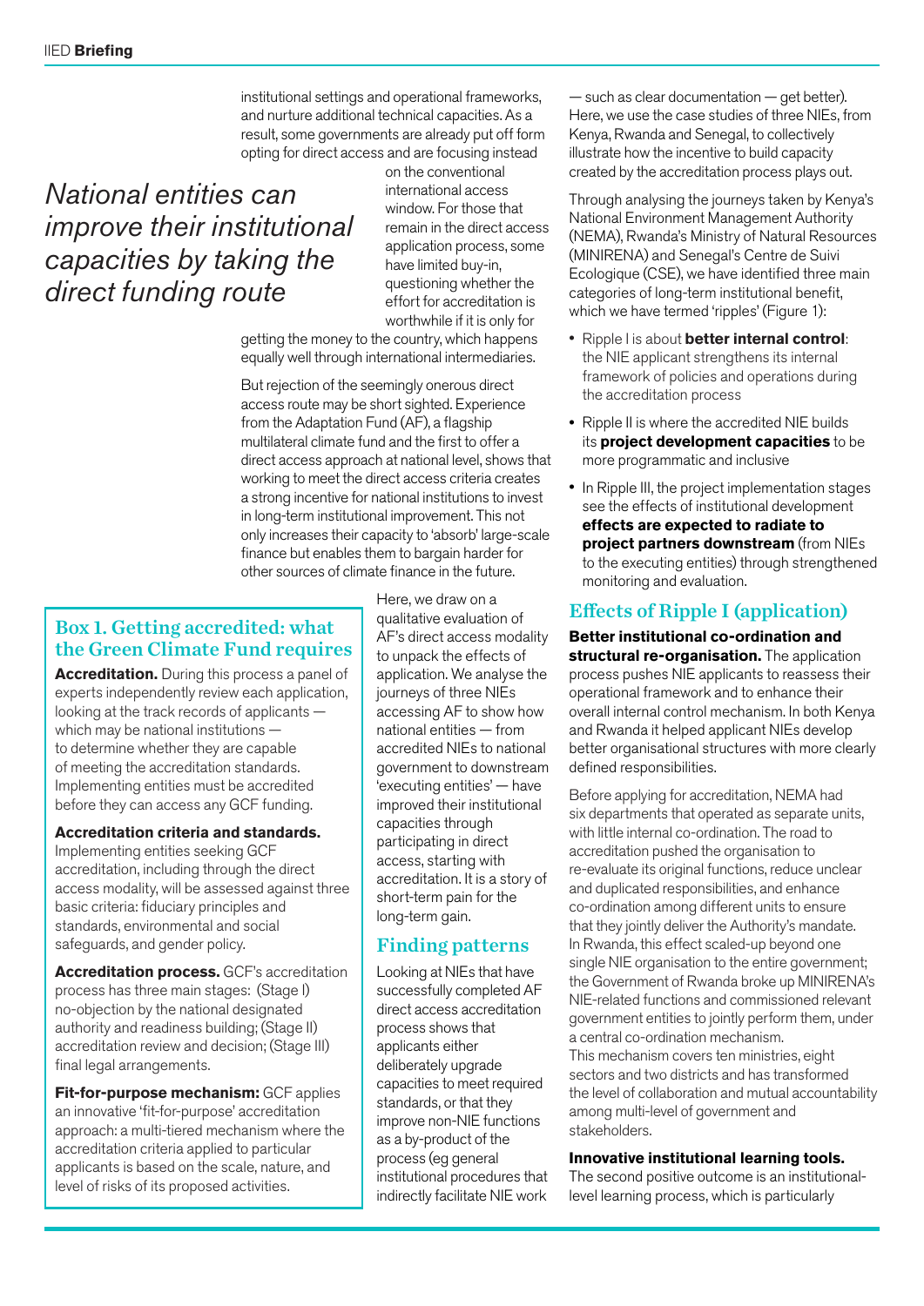institutional settings and operational frameworks, and nurture additional technical capacities. As a result, some governments are already put off form opting for direct access and are focusing instead on the conventional international access window. For those that remain in the direct access application process, some have limited buy-in, questioning whether the effort for accreditation is worthwhile if it is only for getting the money to the country, which happens equally well through international intermediaries.

*National entities can improve their institutional capacities by taking the direct funding route*

But rejection of the seemingly onerous direct access route may be short sighted. Experience from the Adaptation Fund (AF), a flagship multilateral climate fund and the first to offer a direct access approach at national level, shows that working to meet the direct access criteria creates a strong incentive for national institutions to invest in long-term institutional improvement. This not only increases their capacity to 'absorb' large-scale finance but enables them to bargain harder for other sources of climate finance in the future.

Here, we draw on a qualitative evaluation of AF's direct access modality to unpack the effects of application. We analyse the journeys of three NIEs accessing AF to show how national entities — from accredited NIEs to national government to downstream 'executing entities' — have improved their institutional capacities through participating in direct access, starting with accreditation. It is a story of short-term pain for the long-term gain.

## Finding patterns

Looking at NIEs that have successfully completed AF direct access accreditation process shows that applicants either deliberately upgrade capacities to meet required standards, or that they improve non-NIE functions as a by-product of the process (eg general institutional procedures that indirectly facilitate NIE work — such as clear documentation — get better). Here, we use the case studies of three NIEs, from Kenya, Rwanda and Senegal, to collectively illustrate how the incentive to build capacity created by the accreditation process plays out.

Through analysing the journeys taken by Kenya's National Environment Management Authority (NEMA), Rwanda's Ministry of Natural Resources (MINIRENA) and Senegal's Centre de Suivi Ecologique (CSE), we have identified three main categories of long-term institutional benefit, which we have termed 'ripples' (Figure 1):

- Ripple I is about **better internal control**: the NIE applicant strengthens its internal framework of policies and operations during the accreditation process
- Ripple II is where the accredited NIE builds its **project development capacities** to be more programmatic and inclusive
- In Ripple III, the project implementation stages see the effects of institutional development **effects are expected to radiate to project partners downstream** (from NIEs to the executing entities) through strengthened monitoring and evaluation.

## Effects of Ripple I (application)

**Better institutional co-ordination and structural re-organisation.** The application process pushes NIE applicants to reassess their operational framework and to enhance their overall internal control mechanism. In both Kenya and Rwanda it helped applicant NIEs develop better organisational structures with more clearly defined responsibilities.

Before applying for accreditation, NEMA had six departments that operated as separate units, with little internal co-ordination. The road to accreditation pushed the organisation to re-evaluate its original functions, reduce unclear and duplicated responsibilities, and enhance co-ordination among different units to ensure that they jointly deliver the Authority's mandate. In Rwanda, this effect scaled-up beyond one single NIE organisation to the entire government; the Government of Rwanda broke up MINIRENA's NIE-related functions and commissioned relevant government entities to jointly perform them, under a central co-ordination mechanism. This mechanism covers ten ministries, eight sectors and two districts and has transformed the level of collaboration and mutual accountability among multi-level of government and stakeholders.

**Innovative institutional learning tools.** The second positive outcome is an institutional-level learning process, which is particularly

### Box 1. Getting accredited: what the Green Climate Fund requires

**Accreditation.** During this process a panel of experts independently review each application, looking at the track records of applicants — which may be national institutions — to determine whether they are capable of meeting the accreditation standards. Implementing entities must be accredited before they can access any GCF funding.

**Accreditation criteria and standards.** Implementing entities seeking GCF accreditation, including through the direct access modality, will be assessed against three basic criteria: fiduciary principles and standards, environmental and social safeguards, and gender policy.

**Accreditation process.** GCF's accreditation process has three main stages: (Stage I) no-objection by the national designated authority and readiness building; (Stage II) accreditation review and decision; (Stage III) final legal arrangements.

**Fit-for-purpose mechanism:** GCF applies an innovative 'fit-for-purpose' accreditation approach: a multi-tiered mechanism where the accreditation criteria applied to particular applicants is based on the scale, nature, and level of risks of its proposed activities.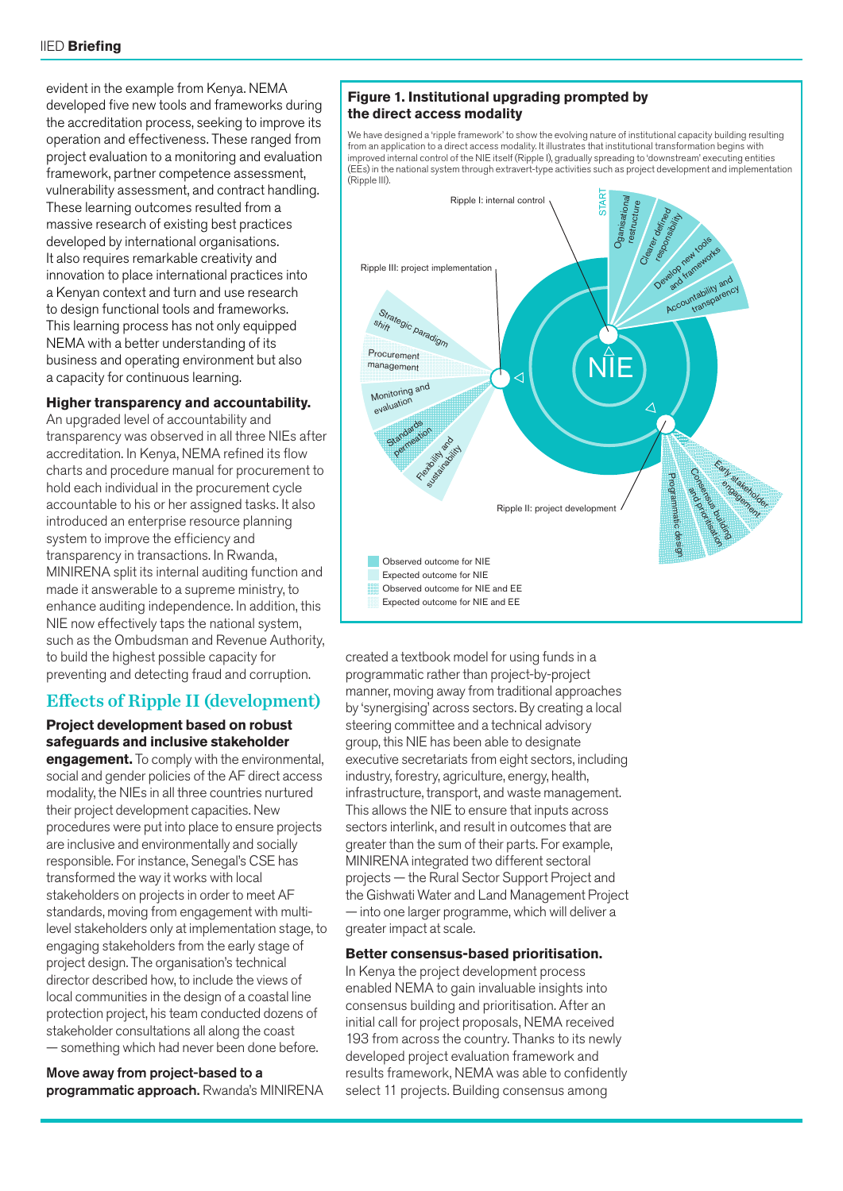evident in the example from Kenya. NEMA developed five new tools and frameworks during the accreditation process, seeking to improve its operation and effectiveness. These ranged from project evaluation to a monitoring and evaluation framework, partner competence assessment, vulnerability assessment, and contract handling. These learning outcomes resulted from a massive research of existing best practices developed by international organisations. It also requires remarkable creativity and innovation to place international practices into a Kenyan context and turn and use research to design functional tools and frameworks. This learning process has not only equipped NEMA with a better understanding of its business and operating environment but also a capacity for continuous learning.

**Higher transparency and accountability.** An upgraded level of accountability and transparency was observed in all three NIEs after accreditation. In Kenya, NEMA refined its flow charts and procedure manual for procurement to hold each individual in the procurement cycle accountable to his or her assigned tasks. It also introduced an enterprise resource planning system to improve the efficiency and transparency in transactions. In Rwanda, MINIRENA split its internal auditing function and made it answerable to a supreme ministry, to enhance auditing independence. In addition, this NIE now effectively taps the national system, such as the Ombudsman and Revenue Authority, to build the highest possible capacity for preventing and detecting fraud and corruption.

## Effects of Ripple II (development)

**Project development based on robust safeguards and inclusive stakeholder engagement.** To comply with the environmental, social and gender policies of the AF direct access modality, the NIEs in all three countries nurtured their project development capacities. New procedures were put into place to ensure projects are inclusive and environmentally and socially responsible. For instance, Senegal's CSE has transformed the way it works with local stakeholders on projects in order to meet AF standards, moving from engagement with multi-level stakeholders only at implementation stage, to engaging stakeholders from the early stage of project design. The organisation's technical director described how, to include the views of local communities in the design of a coastal line protection project, his team conducted dozens of stakeholder consultations all along the coast — something which had never been done before.

**Move away from project-based to a programmatic approach.** Rwanda's MINIRENA created a textbook model for using funds in a programmatic rather than project-by-project manner, moving away from traditional approaches by 'synergising' across sectors. By creating a local steering committee and a technical advisory group, this NIE has been able to designate executive secretariats from eight sectors, including industry, forestry, agriculture, energy, health, infrastructure, transport, and waste management. This allows the NIE to ensure that inputs across sectors interlink, and result in outcomes that are greater than the sum of their parts. For example, MINIRENA integrated two different sectoral projects — the Rural Sector Support Project and the Gishwati Water and Land Management Project — into one larger programme, which will deliver a greater impact at scale.

**Better consensus-based prioritisation.** In Kenya the project development process enabled NEMA to gain invaluable insights into consensus building and prioritisation. After an initial call for project proposals, NEMA received 193 from across the country. Thanks to its newly developed project evaluation framework and results framework, NEMA was able to confidently select 11 projects. Building consensus among

**Figure 1. Institutional upgrading prompted by the direct access modality**

We have designed a 'ripple framework' to show the evolving nature of institutional capacity building resulting from an application to a direct access modality. It illustrates that institutional transformation begins with improved internal control of the NIE itself (Ripple I), gradually spreading to 'downstream' executing entities (EEs) in the national system through extravert-type activities such as project development and implementation (Ripple III).

Ripple I: internal control — START — Organisational restructure; Clearer defined responsibility; Develop new tools and frameworks; Accountability and transparency

Ripple II: project development — Early stakeholder engagement; Consensus building and prioritisation; Programmatic design

Ripple III: project implementation — Strategic paradigm shift; Procurement management; Monitoring and evaluation; Standards permeation; Flexibility and sustainability

NIE

Observed outcome for NIE
Expected outcome for NIE
Observed outcome for NIE and EE
Expected outcome for NIE and EE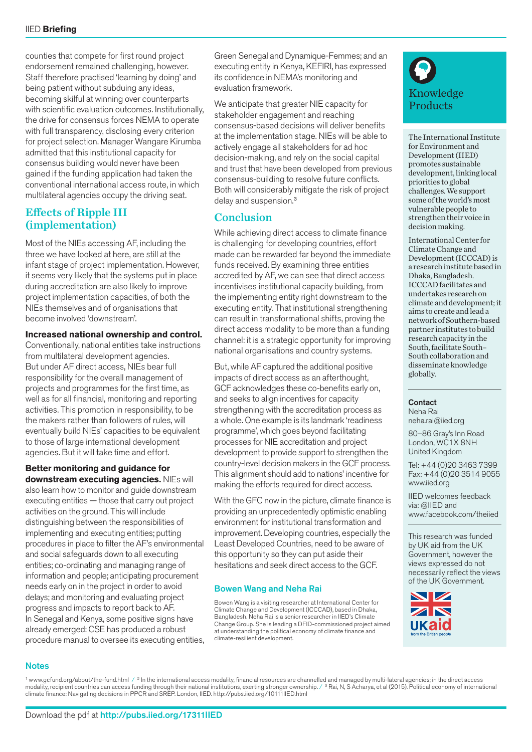counties that compete for first round project endorsement remained challenging, however. Staff therefore practised 'learning by doing' and being patient without subduing any ideas, becoming skilful at winning over counterparts with scientific evaluation outcomes. Institutionally, the drive for consensus forces NEMA to operate with full transparency, disclosing every criterion for project selection. Manager Wangare Kirumba admitted that this institutional capacity for consensus building would never have been gained if the funding application had taken the conventional international access route, in which multilateral agencies occupy the driving seat.

## Effects of Ripple III (implementation)

Most of the NIEs accessing AF, including the three we have looked at here, are still at the infant stage of project implementation. However, it seems very likely that the systems put in place during accreditation are also likely to improve project implementation capacities, of both the NIEs themselves and of organisations that become involved 'downstream'.

**Increased national ownership and control.** Conventionally, national entities take instructions from multilateral development agencies. But under AF direct access, NIEs bear full responsibility for the overall management of projects and programmes for the first time, as well as for all financial, monitoring and reporting activities. This promotion in responsibility, to be the makers rather than followers of rules, will eventually build NIEs' capacities to be equivalent to those of large international development agencies. But it will take time and effort.

**Better monitoring and guidance for downstream executing agencies.** NIEs will also learn how to monitor and guide downstream executing entities — those that carry out project activities on the ground. This will include distinguishing between the responsibilities of implementing and executing entities; putting procedures in place to filter the AF's environmental and social safeguards down to all executing entities; co-ordinating and managing range of information and people; anticipating procurement needs early on in the project in order to avoid delays; and monitoring and evaluating project progress and impacts to report back to AF. In Senegal and Kenya, some positive signs have already emerged: CSE has produced a robust procedure manual to oversee its executing entities, Green Senegal and Dynamique-Femmes; and an executing entity in Kenya, KEFIRI, has expressed its confidence in NEMA's monitoring and evaluation framework.

We anticipate that greater NIE capacity for stakeholder engagement and reaching consensus-based decisions will deliver benefits at the implementation stage. NIEs will be able to actively engage all stakeholders for ad hoc decision-making, and rely on the social capital and trust that have been developed from previous consensus-building to resolve future conflicts. Both will considerably mitigate the risk of project delay and suspension.[3]

## Conclusion

While achieving direct access to climate finance is challenging for developing countries, effort made can be rewarded far beyond the immediate funds received. By examining three entities accredited by AF, we can see that direct access incentivises institutional capacity building, from the implementing entity right downstream to the executing entity. That institutional strengthening can result in transformational shifts, proving the direct access modality to be more than a funding channel: it is a strategic opportunity for improving national organisations and country systems.

But, while AF captured the additional positive impacts of direct access as an afterthought, GCF acknowledges these co-benefits early on, and seeks to align incentives for capacity strengthening with the accreditation process as a whole. One example is its landmark 'readiness programme', which goes beyond facilitating processes for NIE accreditation and project development to provide support to strengthen the country-level decision makers in the GCF process. This alignment should add to nations' incentive for making the efforts required for direct access.

With the GFC now in the picture, climate finance is providing an unprecedentedly optimistic enabling environment for institutional transformation and improvement. Developing countries, especially the Least Developed Countries, need to be aware of this opportunity so they can put aside their hesitations and seek direct access to the GCF.

### Bowen Wang and Neha Rai

Bowen Wang is a visiting researcher at International Center for Climate Change and Development (ICCCAD), based in Dhaka, Bangladesh. Neha Rai is a senior researcher in IIED's Climate Change Group. She is leading a DFID-commissioned project aimed at understanding the political economy of climate finance and climate-resilient development.

## Knowledge Products

The International Institute for Environment and Development (IIED) promotes sustainable development, linking local priorities to global challenges. We support some of the world's most vulnerable people to strengthen their voice in decision making.

International Center for Climate Change and Development (ICCCAD) is a research institute based in Dhaka, Bangladesh. ICCCAD facilitates and undertakes research on climate and development; it aims to create and lead a network of Southern-based partner institutes to build research capacity in the South, facilitate South–South collaboration and disseminate knowledge globally.

**Contact**
Neha Rai
neha.rai@iied.org

80–86 Gray's Inn Road
London, WC1X 8NH
United Kingdom

Tel: +44 (0)20 3463 7399
Fax: +44 (0)20 3514 9055
www.iied.org

IIED welcomes feedback via: @IIED and www.facebook.com/theiied

This research was funded by UK aid from the UK Government, however the views expressed do not necessarily reflect the views of the UK Government.

UKaid from the British people

## Notes

[1] www.gcfund.org/about/the-fund.html / [2] In the international access modality, financial resources are channelled and managed by multi-lateral agencies; in the direct access modality, recipient countries can access funding through their national institutions, exerting stronger ownership. / [3] Rai, N, S Acharya, et al (2015). Political economy of international climate finance: Navigating decisions in PPCR and SREP. London, IIED. http://pubs.iied.org/10111IIED.html

Download the pdf at http://pubs.iied.org/17311IIED